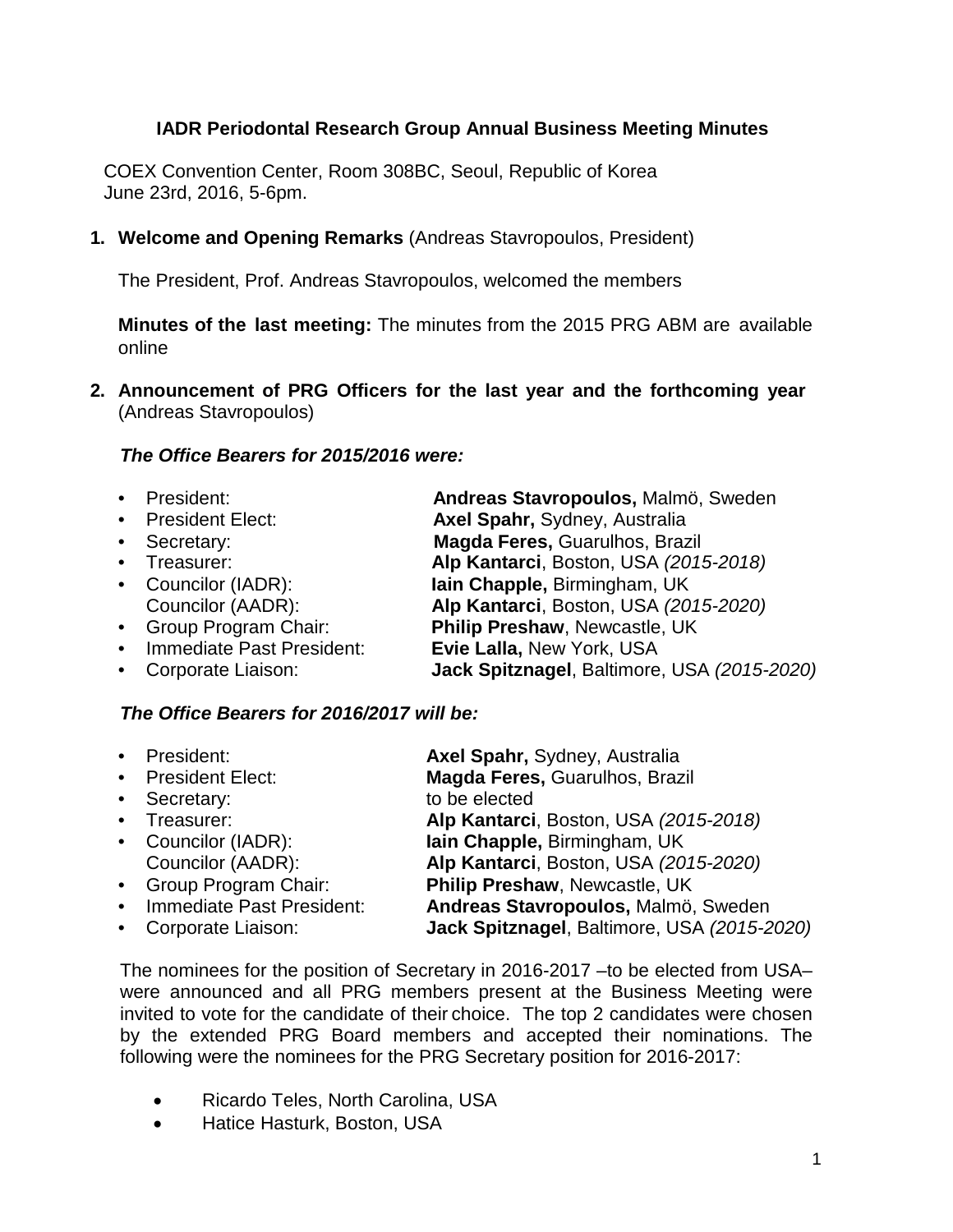# IADR Periodontal Research Group Annual Business Meeting Minutes

COEX Convention Center, Room 308BC, Seoul, Republic of Korea
June 23rd, 2016, 5-6pm.

1. **Welcome and Opening Remarks** (Andreas Stavropoulos, President)

   The President, Prof. Andreas Stavropoulos, welcomed the members

   **Minutes of the last meeting:** The minutes from the 2015 PRG ABM are available online

2. **Announcement of PRG Officers for the last year and the forthcoming year** (Andreas Stavropoulos)

   ***The Office Bearers for 2015/2016 were:***

   - President: **Andreas Stavropoulos,** Malmö, Sweden
   - President Elect: **Axel Spahr,** Sydney, Australia
   - Secretary: **Magda Feres,** Guarulhos, Brazil
   - Treasurer: **Alp Kantarci**, Boston, USA *(2015-2018)*
   - Councilor (IADR): **Iain Chapple,** Birmingham, UK
     Councilor (AADR): **Alp Kantarci**, Boston, USA *(2015-2020)*
   - Group Program Chair: **Philip Preshaw**, Newcastle, UK
   - Immediate Past President: **Evie Lalla,** New York, USA
   - Corporate Liaison: **Jack Spitznagel**, Baltimore, USA *(2015-2020)*

   ***The Office Bearers for 2016/2017 will be:***

   - President: **Axel Spahr,** Sydney, Australia
   - President Elect: **Magda Feres,** Guarulhos, Brazil
   - Secretary: to be elected
   - Treasurer: **Alp Kantarci**, Boston, USA *(2015-2018)*
   - Councilor (IADR): **Iain Chapple,** Birmingham, UK
     Councilor (AADR): **Alp Kantarci**, Boston, USA *(2015-2020)*
   - Group Program Chair: **Philip Preshaw**, Newcastle, UK
   - Immediate Past President: **Andreas Stavropoulos,** Malmö, Sweden
   - Corporate Liaison: **Jack Spitznagel**, Baltimore, USA *(2015-2020)*

   The nominees for the position of Secretary in 2016-2017 –to be elected from USA– were announced and all PRG members present at the Business Meeting were invited to vote for the candidate of their choice. The top 2 candidates were chosen by the extended PRG Board members and accepted their nominations. The following were the nominees for the PRG Secretary position for 2016-2017:

   - Ricardo Teles, North Carolina, USA
   - Hatice Hasturk, Boston, USA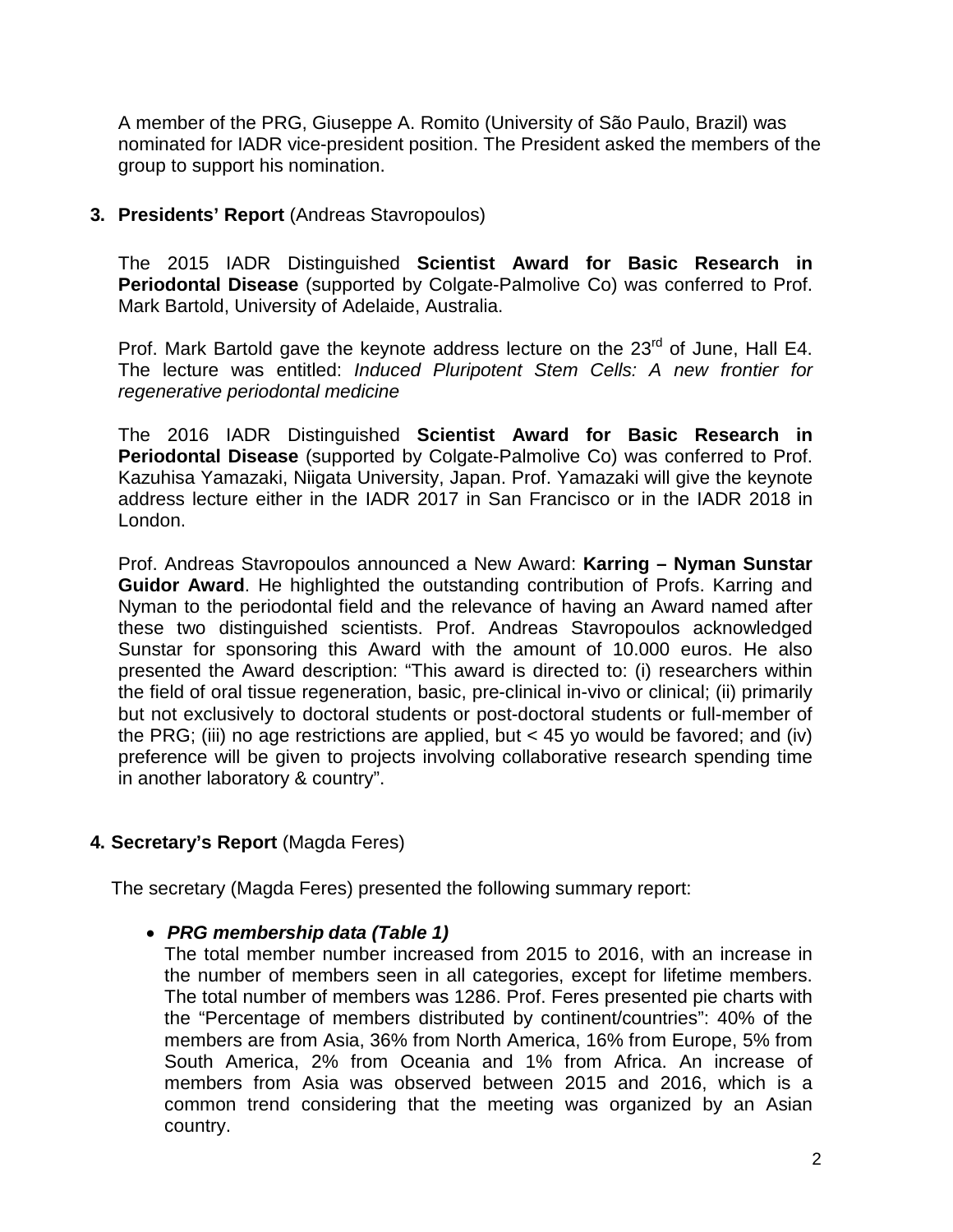A member of the PRG, Giuseppe A. Romito (University of São Paulo, Brazil) was nominated for IADR vice-president position. The President asked the members of the group to support his nomination.

**3. Presidents' Report** (Andreas Stavropoulos)

The 2015 IADR Distinguished **Scientist Award for Basic Research in Periodontal Disease** (supported by Colgate-Palmolive Co) was conferred to Prof. Mark Bartold, University of Adelaide, Australia.

Prof. Mark Bartold gave the keynote address lecture on the 23rd of June, Hall E4. The lecture was entitled: *Induced Pluripotent Stem Cells: A new frontier for regenerative periodontal medicine*

The 2016 IADR Distinguished **Scientist Award for Basic Research in Periodontal Disease** (supported by Colgate-Palmolive Co) was conferred to Prof. Kazuhisa Yamazaki, Niigata University, Japan. Prof. Yamazaki will give the keynote address lecture either in the IADR 2017 in San Francisco or in the IADR 2018 in London.

Prof. Andreas Stavropoulos announced a New Award: **Karring – Nyman Sunstar Guidor Award**. He highlighted the outstanding contribution of Profs. Karring and Nyman to the periodontal field and the relevance of having an Award named after these two distinguished scientists. Prof. Andreas Stavropoulos acknowledged Sunstar for sponsoring this Award with the amount of 10.000 euros. He also presented the Award description: "This award is directed to: (i) researchers within the field of oral tissue regeneration, basic, pre-clinical in-vivo or clinical; (ii) primarily but not exclusively to doctoral students or post-doctoral students or full-member of the PRG; (iii) no age restrictions are applied, but < 45 yo would be favored; and (iv) preference will be given to projects involving collaborative research spending time in another laboratory & country".

**4. Secretary's Report** (Magda Feres)

The secretary (Magda Feres) presented the following summary report:

- ***PRG membership data (Table 1)***
  The total member number increased from 2015 to 2016, with an increase in the number of members seen in all categories, except for lifetime members. The total number of members was 1286. Prof. Feres presented pie charts with the "Percentage of members distributed by continent/countries": 40% of the members are from Asia, 36% from North America, 16% from Europe, 5% from South America, 2% from Oceania and 1% from Africa. An increase of members from Asia was observed between 2015 and 2016, which is a common trend considering that the meeting was organized by an Asian country.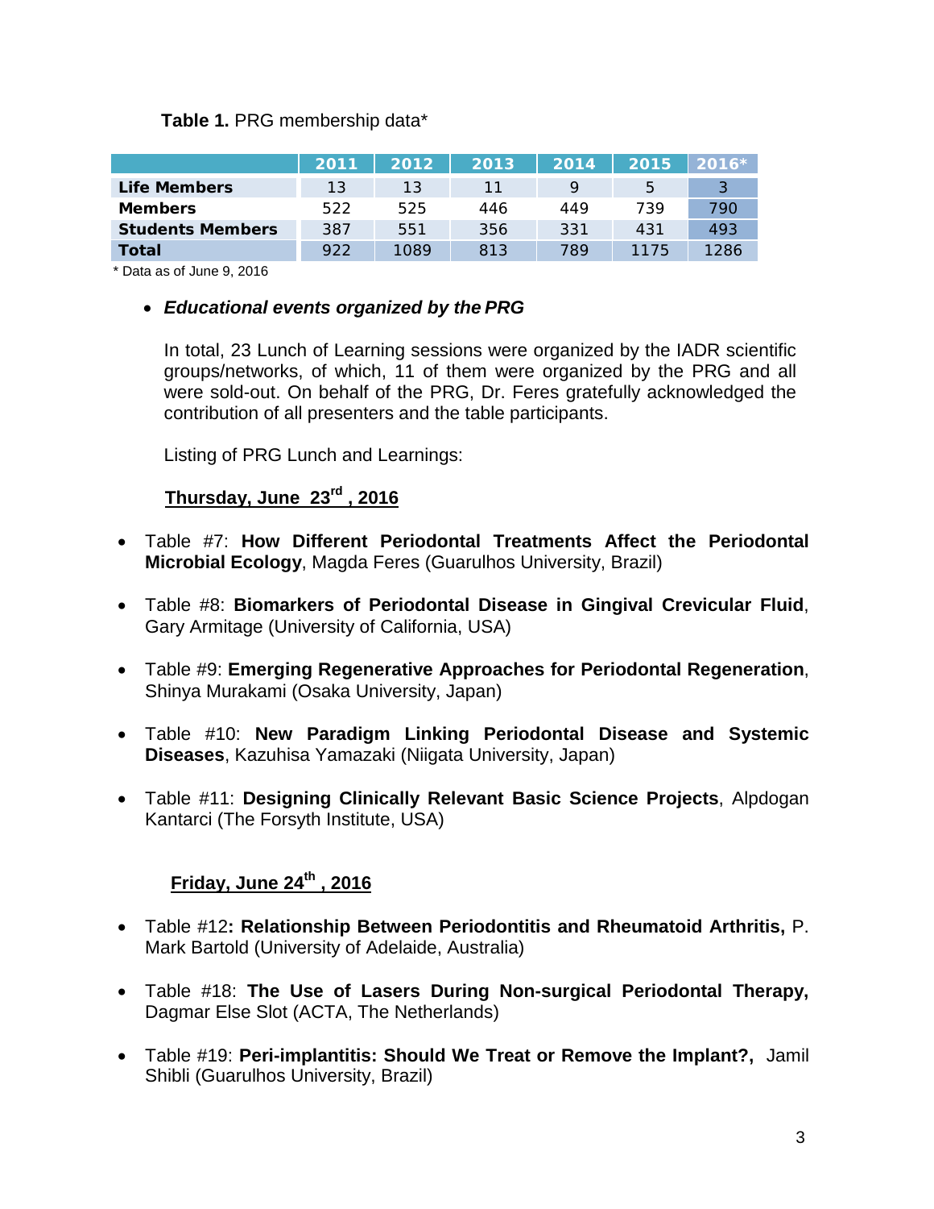**Table 1.** PRG membership data*

| | 2011 | 2012 | 2013 | 2014 | 2015 | 2016* |
|---|---|---|---|---|---|---|
| **Life Members** | 13 | 13 | 11 | 9 | 5 | 3 |
| **Members** | 522 | 525 | 446 | 449 | 739 | 790 |
| **Students Members** | 387 | 551 | 356 | 331 | 431 | 493 |
| **Total** | 922 | 1089 | 813 | 789 | 1175 | 1286 |

* Data as of June 9, 2016

- ***Educational events organized by the PRG***

In total, 23 Lunch of Learning sessions were organized by the IADR scientific groups/networks, of which, 11 of them were organized by the PRG and all were sold-out. On behalf of the PRG, Dr. Feres gratefully acknowledged the contribution of all presenters and the table participants.

Listing of PRG Lunch and Learnings:

**Thursday, June 23rd, 2016**

- Table #7: **How Different Periodontal Treatments Affect the Periodontal Microbial Ecology**, Magda Feres (Guarulhos University, Brazil)
- Table #8: **Biomarkers of Periodontal Disease in Gingival Crevicular Fluid**, Gary Armitage (University of California, USA)
- Table #9: **Emerging Regenerative Approaches for Periodontal Regeneration**, Shinya Murakami (Osaka University, Japan)
- Table #10: **New Paradigm Linking Periodontal Disease and Systemic Diseases**, Kazuhisa Yamazaki (Niigata University, Japan)
- Table #11: **Designing Clinically Relevant Basic Science Projects**, Alpdogan Kantarci (The Forsyth Institute, USA)

**Friday, June 24th, 2016**

- Table #12**: Relationship Between Periodontitis and Rheumatoid Arthritis,** P. Mark Bartold (University of Adelaide, Australia)
- Table #18: **The Use of Lasers During Non-surgical Periodontal Therapy,** Dagmar Else Slot (ACTA, The Netherlands)
- Table #19: **Peri-implantitis: Should We Treat or Remove the Implant?,** Jamil Shibli (Guarulhos University, Brazil)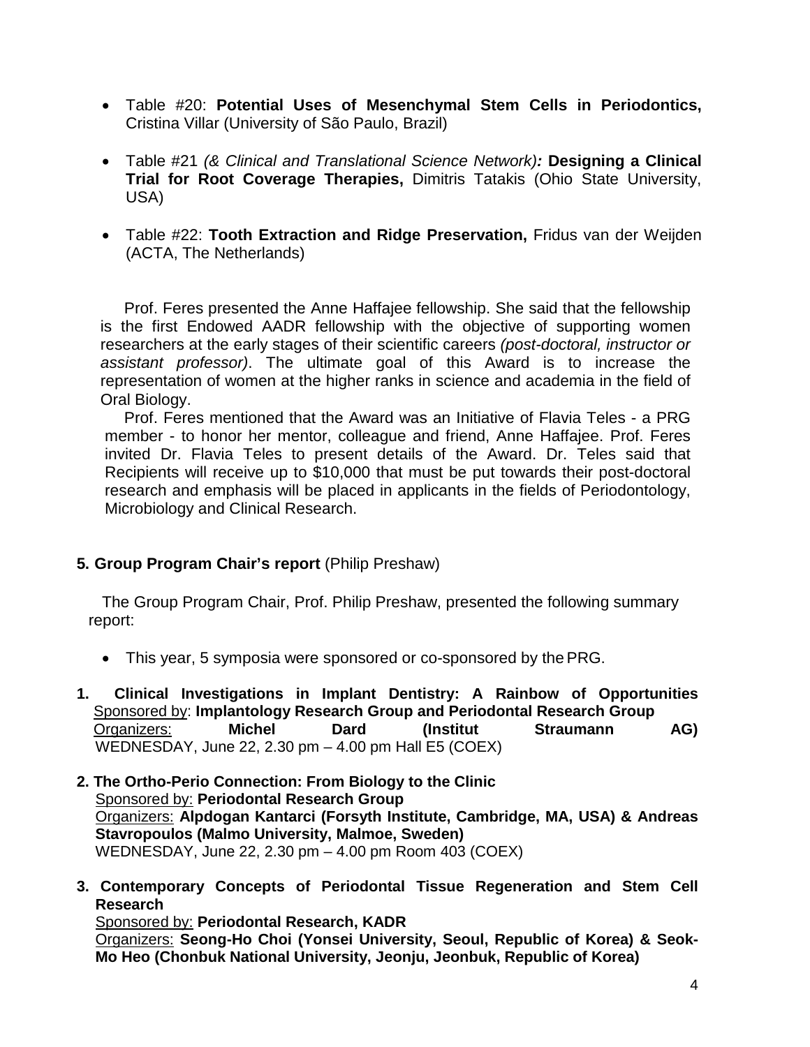- Table #20: **Potential Uses of Mesenchymal Stem Cells in Periodontics,** Cristina Villar (University of São Paulo, Brazil)

- Table #21 *(& Clinical and Translational Science Network)***:** **Designing a Clinical Trial for Root Coverage Therapies,** Dimitris Tatakis (Ohio State University, USA)

- Table #22: **Tooth Extraction and Ridge Preservation,** Fridus van der Weijden (ACTA, The Netherlands)

Prof. Feres presented the Anne Haffajee fellowship. She said that the fellowship is the first Endowed AADR fellowship with the objective of supporting women researchers at the early stages of their scientific careers *(post-doctoral, instructor or assistant professor)*. The ultimate goal of this Award is to increase the representation of women at the higher ranks in science and academia in the field of Oral Biology.

Prof. Feres mentioned that the Award was an Initiative of Flavia Teles - a PRG member - to honor her mentor, colleague and friend, Anne Haffajee. Prof. Feres invited Dr. Flavia Teles to present details of the Award. Dr. Teles said that Recipients will receive up to $10,000 that must be put towards their post-doctoral research and emphasis will be placed in applicants in the fields of Periodontology, Microbiology and Clinical Research.

**5. Group Program Chair's report** (Philip Preshaw)

The Group Program Chair, Prof. Philip Preshaw, presented the following summary report:

- This year, 5 symposia were sponsored or co-sponsored by the PRG.

**1. Clinical Investigations in Implant Dentistry: A Rainbow of Opportunities**
<u>Sponsored by</u>: **Implantology Research Group and Periodontal Research Group**
<u>Organizers:</u> **Michel Dard (Institut Straumann AG)**
WEDNESDAY, June 22, 2.30 pm – 4.00 pm Hall E5 (COEX)

**2. The Ortho-Perio Connection: From Biology to the Clinic**
<u>Sponsored by:</u> **Periodontal Research Group**
<u>Organizers:</u> **Alpdogan Kantarci (Forsyth Institute, Cambridge, MA, USA) & Andreas Stavropoulos (Malmo University, Malmoe, Sweden)**
WEDNESDAY, June 22, 2.30 pm – 4.00 pm Room 403 (COEX)

**3. Contemporary Concepts of Periodontal Tissue Regeneration and Stem Cell Research**
<u>Sponsored by:</u> **Periodontal Research, KADR**
<u>Organizers:</u> **Seong-Ho Choi (Yonsei University, Seoul, Republic of Korea) & Seok-Mo Heo (Chonbuk National University, Jeonju, Jeonbuk, Republic of Korea)**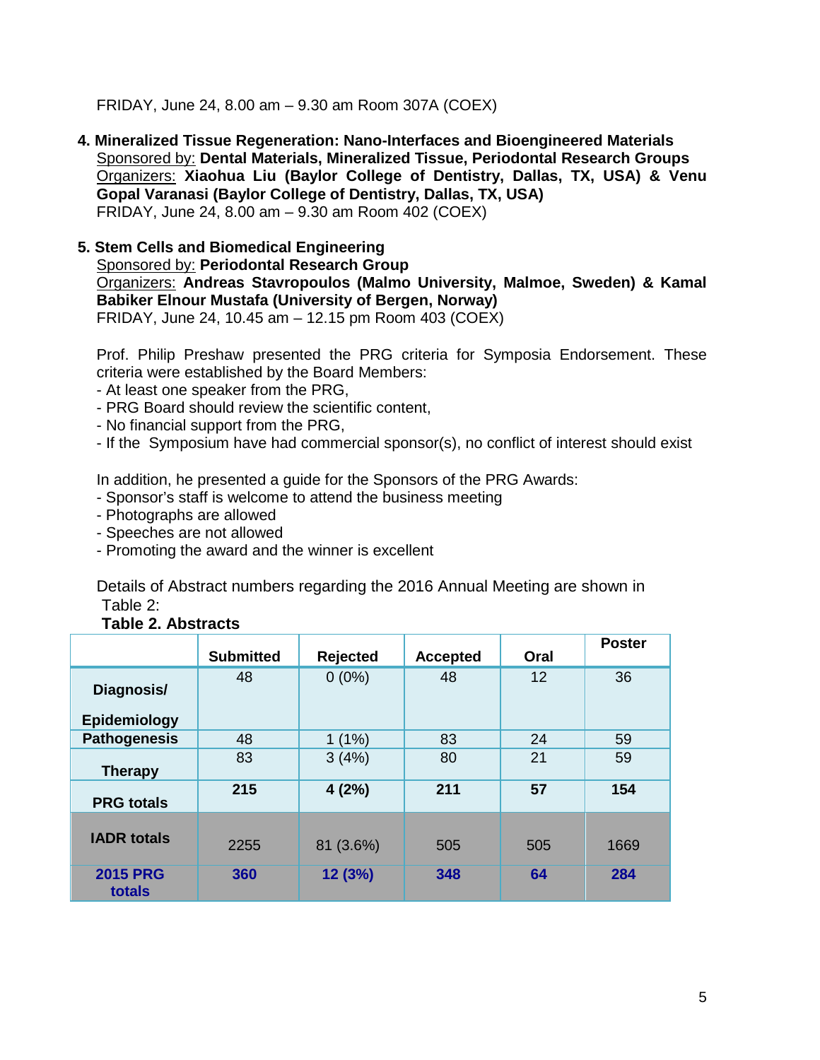FRIDAY, June 24, 8.00 am – 9.30 am Room 307A (COEX)

4. **Mineralized Tissue Regeneration: Nano-Interfaces and Bioengineered Materials**
   Sponsored by: **Dental Materials, Mineralized Tissue, Periodontal Research Groups**
   Organizers: **Xiaohua Liu (Baylor College of Dentistry, Dallas, TX, USA) & Venu Gopal Varanasi (Baylor College of Dentistry, Dallas, TX, USA)**
   FRIDAY, June 24, 8.00 am – 9.30 am Room 402 (COEX)

5. **Stem Cells and Biomedical Engineering**
   Sponsored by: **Periodontal Research Group**
   Organizers: **Andreas Stavropoulos (Malmo University, Malmoe, Sweden) & Kamal Babiker Elnour Mustafa (University of Bergen, Norway)**
   FRIDAY, June 24, 10.45 am – 12.15 pm Room 403 (COEX)

Prof. Philip Preshaw presented the PRG criteria for Symposia Endorsement. These criteria were established by the Board Members:

- At least one speaker from the PRG,
- PRG Board should review the scientific content,
- No financial support from the PRG,
- If the Symposium have had commercial sponsor(s), no conflict of interest should exist

In addition, he presented a guide for the Sponsors of the PRG Awards:

- Sponsor's staff is welcome to attend the business meeting
- Photographs are allowed
- Speeches are not allowed
- Promoting the award and the winner is excellent

Details of Abstract numbers regarding the 2016 Annual Meeting are shown in Table 2:

**Table 2. Abstracts**

| | Submitted | Rejected | Accepted | Oral | Poster |
|---|---|---|---|---|---|
| **Diagnosis/ Epidemiology** | 48 | 0 (0%) | 48 | 12 | 36 |
| **Pathogenesis** | 48 | 1 (1%) | 83 | 24 | 59 |
| **Therapy** | 83 | 3 (4%) | 80 | 21 | 59 |
| **PRG totals** | **215** | **4 (2%)** | **211** | **57** | **154** |
| **IADR totals** | 2255 | 81 (3.6%) | 505 | 505 | 1669 |
| **2015 PRG totals** | **360** | **12 (3%)** | **348** | **64** | **284** |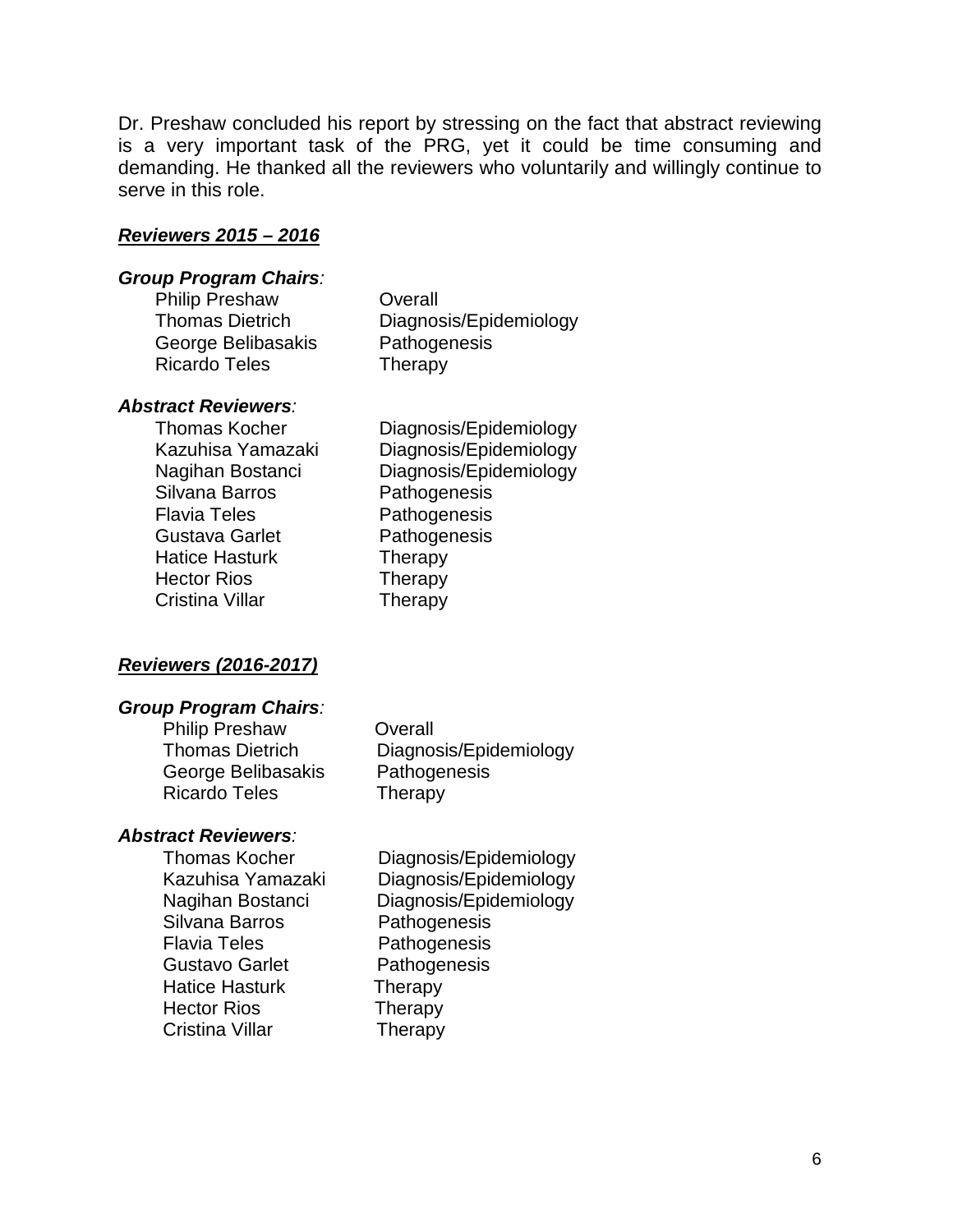Dr. Preshaw concluded his report by stressing on the fact that abstract reviewing is a very important task of the PRG, yet it could be time consuming and demanding. He thanked all the reviewers who voluntarily and willingly continue to serve in this role.

***<u>Reviewers 2015 – 2016</u>***

***Group Program Chairs*:**

| | |
|---|---|
| Philip Preshaw | Overall |
| Thomas Dietrich | Diagnosis/Epidemiology |
| George Belibasakis | Pathogenesis |
| Ricardo Teles | Therapy |

***Abstract Reviewers*:**

| | |
|---|---|
| Thomas Kocher | Diagnosis/Epidemiology |
| Kazuhisa Yamazaki | Diagnosis/Epidemiology |
| Nagihan Bostanci | Diagnosis/Epidemiology |
| Silvana Barros | Pathogenesis |
| Flavia Teles | Pathogenesis |
| Gustava Garlet | Pathogenesis |
| Hatice Hasturk | Therapy |
| Hector Rios | Therapy |
| Cristina Villar | Therapy |

***<u>Reviewers (2016-2017)</u>***

***Group Program Chairs*:**

| | |
|---|---|
| Philip Preshaw | Overall |
| Thomas Dietrich | Diagnosis/Epidemiology |
| George Belibasakis | Pathogenesis |
| Ricardo Teles | Therapy |

***Abstract Reviewers*:**

| | |
|---|---|
| Thomas Kocher | Diagnosis/Epidemiology |
| Kazuhisa Yamazaki | Diagnosis/Epidemiology |
| Nagihan Bostanci | Diagnosis/Epidemiology |
| Silvana Barros | Pathogenesis |
| Flavia Teles | Pathogenesis |
| Gustavo Garlet | Pathogenesis |
| Hatice Hasturk | Therapy |
| Hector Rios | Therapy |
| Cristina Villar | Therapy |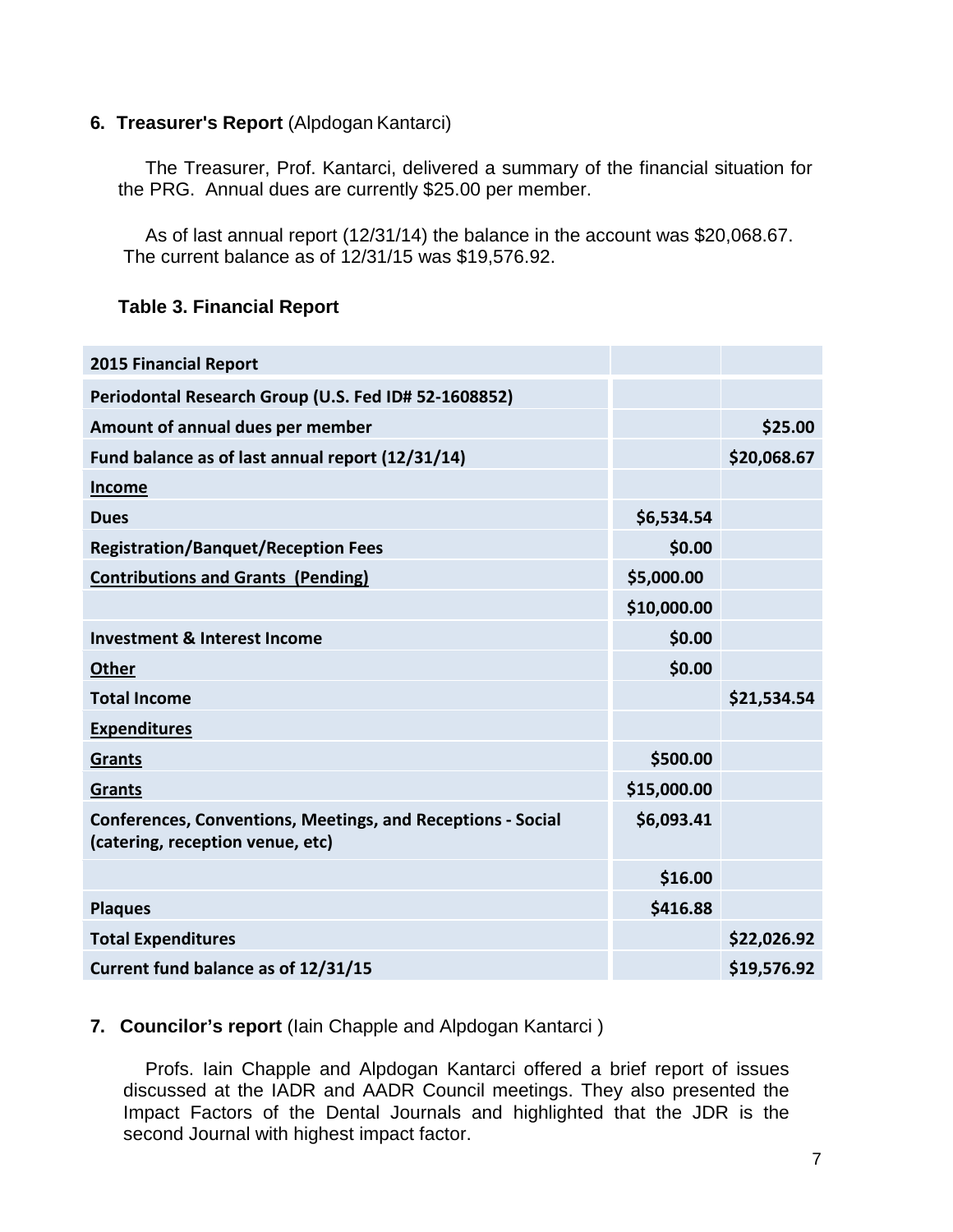## 6. **Treasurer's Report** (Alpdogan Kantarci)

The Treasurer, Prof. Kantarci, delivered a summary of the financial situation for the PRG. Annual dues are currently $25.00 per member.

As of last annual report (12/31/14) the balance in the account was $20,068.67. The current balance as of 12/31/15 was $19,576.92.

### Table 3. Financial Report

| **2015 Financial Report** | | |
|---|---|---|
| **Periodontal Research Group (U.S. Fed ID# 52-1608852)** | | |
| **Amount of annual dues per member** | | **$25.00** |
| **Fund balance as of last annual report (12/31/14)** | | **$20,068.67** |
| **Income** | | |
| **Dues** | **$6,534.54** | |
| **Registration/Banquet/Reception Fees** | **$0.00** | |
| **Contributions and Grants (Pending)** | **$5,000.00** | |
| | **$10,000.00** | |
| **Investment & Interest Income** | **$0.00** | |
| **Other** | **$0.00** | |
| **Total Income** | | **$21,534.54** |
| **Expenditures** | | |
| **Grants** | **$500.00** | |
| **Grants** | **$15,000.00** | |
| **Conferences, Conventions, Meetings, and Receptions - Social (catering, reception venue, etc)** | **$6,093.41** | |
| | **$16.00** | |
| **Plaques** | **$416.88** | |
| **Total Expenditures** | | **$22,026.92** |
| **Current fund balance as of 12/31/15** | | **$19,576.92** |

## 7. **Councilor's report** (Iain Chapple and Alpdogan Kantarci )

Profs. Iain Chapple and Alpdogan Kantarci offered a brief report of issues discussed at the IADR and AADR Council meetings. They also presented the Impact Factors of the Dental Journals and highlighted that the JDR is the second Journal with highest impact factor.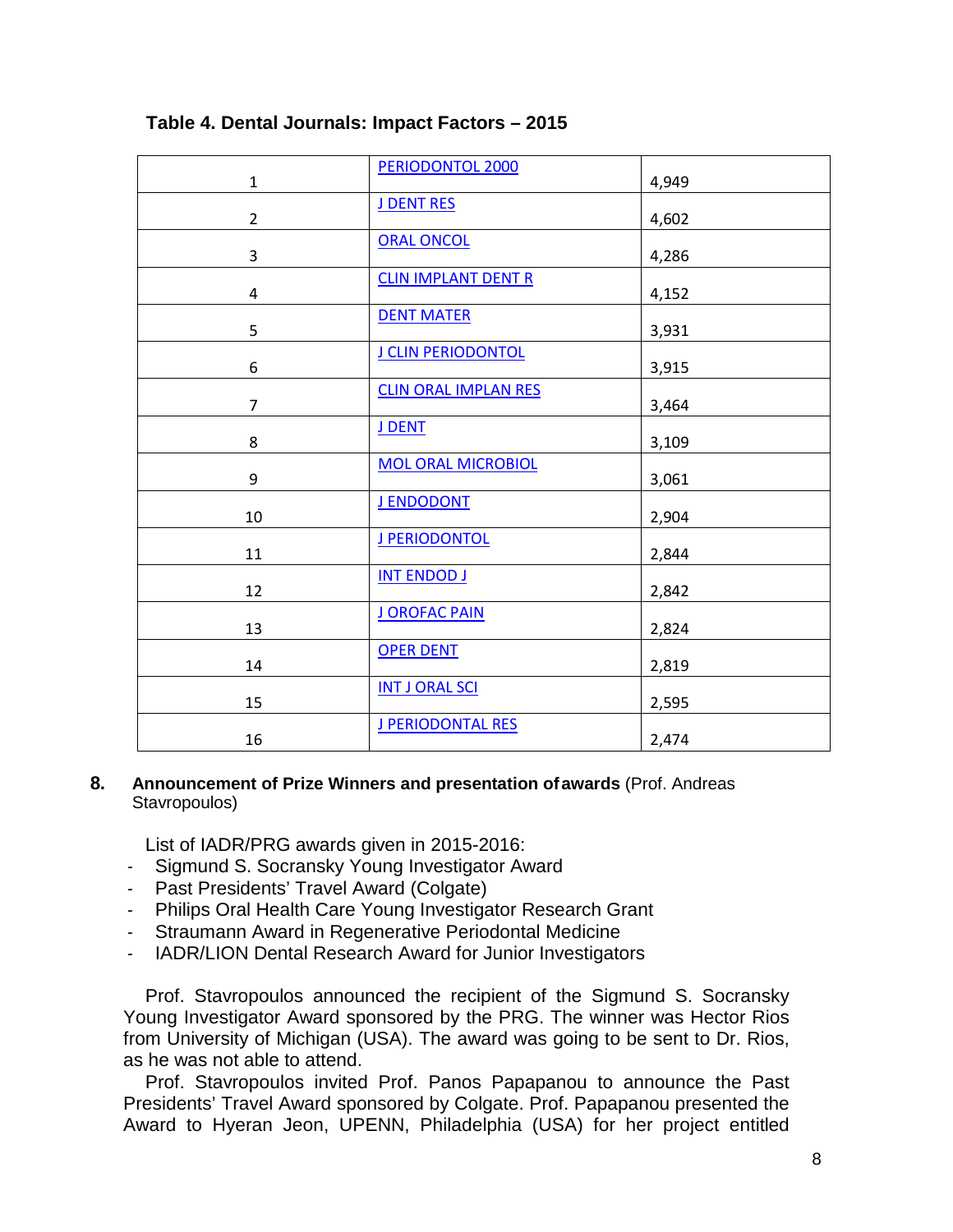**Table 4. Dental Journals: Impact Factors – 2015**

| | | |
|---|---|---|
| 1 | PERIODONTOL 2000 | 4,949 |
| 2 | J DENT RES | 4,602 |
| 3 | ORAL ONCOL | 4,286 |
| 4 | CLIN IMPLANT DENT R | 4,152 |
| 5 | DENT MATER | 3,931 |
| 6 | J CLIN PERIODONTOL | 3,915 |
| 7 | CLIN ORAL IMPLAN RES | 3,464 |
| 8 | J DENT | 3,109 |
| 9 | MOL ORAL MICROBIOL | 3,061 |
| 10 | J ENDODONT | 2,904 |
| 11 | J PERIODONTOL | 2,844 |
| 12 | INT ENDOD J | 2,842 |
| 13 | J OROFAC PAIN | 2,824 |
| 14 | OPER DENT | 2,819 |
| 15 | INT J ORAL SCI | 2,595 |
| 16 | J PERIODONTAL RES | 2,474 |

**8. Announcement of Prize Winners and presentation of awards** (Prof. Andreas Stavropoulos)

List of IADR/PRG awards given in 2015-2016:

- Sigmund S. Socransky Young Investigator Award
- Past Presidents' Travel Award (Colgate)
- Philips Oral Health Care Young Investigator Research Grant
- Straumann Award in Regenerative Periodontal Medicine
- IADR/LION Dental Research Award for Junior Investigators

Prof. Stavropoulos announced the recipient of the Sigmund S. Socransky Young Investigator Award sponsored by the PRG. The winner was Hector Rios from University of Michigan (USA). The award was going to be sent to Dr. Rios, as he was not able to attend.

Prof. Stavropoulos invited Prof. Panos Papapanou to announce the Past Presidents' Travel Award sponsored by Colgate. Prof. Papapanou presented the Award to Hyeran Jeon, UPENN, Philadelphia (USA) for her project entitled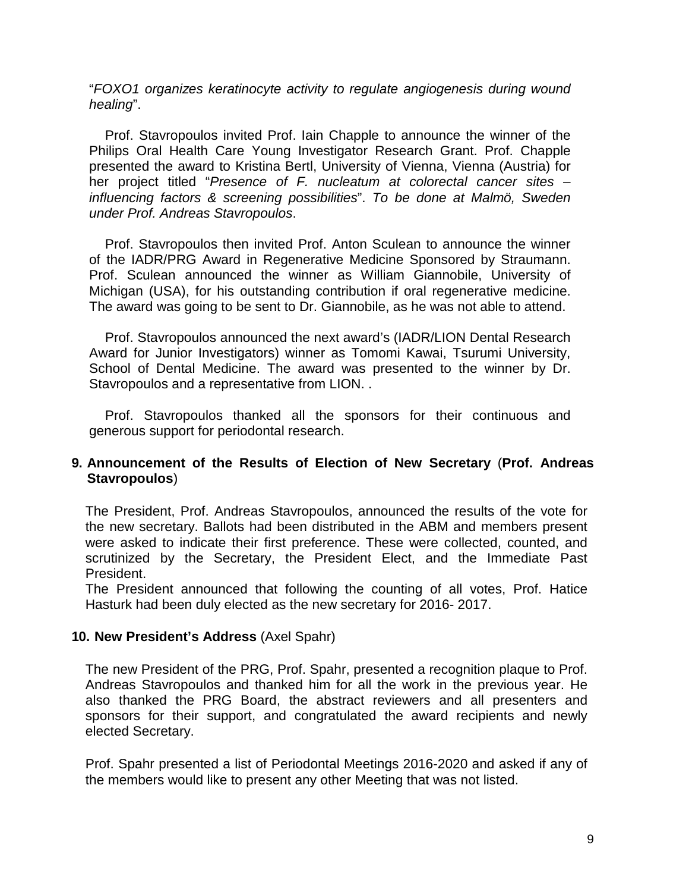"*FOXO1 organizes keratinocyte activity to regulate angiogenesis during wound healing*".

Prof. Stavropoulos invited Prof. Iain Chapple to announce the winner of the Philips Oral Health Care Young Investigator Research Grant. Prof. Chapple presented the award to Kristina Bertl, University of Vienna, Vienna (Austria) for her project titled "*Presence of F. nucleatum at colorectal cancer sites – influencing factors & screening possibilities*". *To be done at Malmö, Sweden under Prof. Andreas Stavropoulos*.

Prof. Stavropoulos then invited Prof. Anton Sculean to announce the winner of the IADR/PRG Award in Regenerative Medicine Sponsored by Straumann. Prof. Sculean announced the winner as William Giannobile, University of Michigan (USA), for his outstanding contribution if oral regenerative medicine. The award was going to be sent to Dr. Giannobile, as he was not able to attend.

Prof. Stavropoulos announced the next award's (IADR/LION Dental Research Award for Junior Investigators) winner as Tomomi Kawai, Tsurumi University, School of Dental Medicine. The award was presented to the winner by Dr. Stavropoulos and a representative from LION. .

Prof. Stavropoulos thanked all the sponsors for their continuous and generous support for periodontal research.

**9. Announcement of the Results of Election of New Secretary** (**Prof. Andreas Stavropoulos**)

The President, Prof. Andreas Stavropoulos, announced the results of the vote for the new secretary. Ballots had been distributed in the ABM and members present were asked to indicate their first preference. These were collected, counted, and scrutinized by the Secretary, the President Elect, and the Immediate Past President.
The President announced that following the counting of all votes, Prof. Hatice Hasturk had been duly elected as the new secretary for 2016- 2017.

**10. New President's Address** (Axel Spahr)

The new President of the PRG, Prof. Spahr, presented a recognition plaque to Prof. Andreas Stavropoulos and thanked him for all the work in the previous year. He also thanked the PRG Board, the abstract reviewers and all presenters and sponsors for their support, and congratulated the award recipients and newly elected Secretary.

Prof. Spahr presented a list of Periodontal Meetings 2016-2020 and asked if any of the members would like to present any other Meeting that was not listed.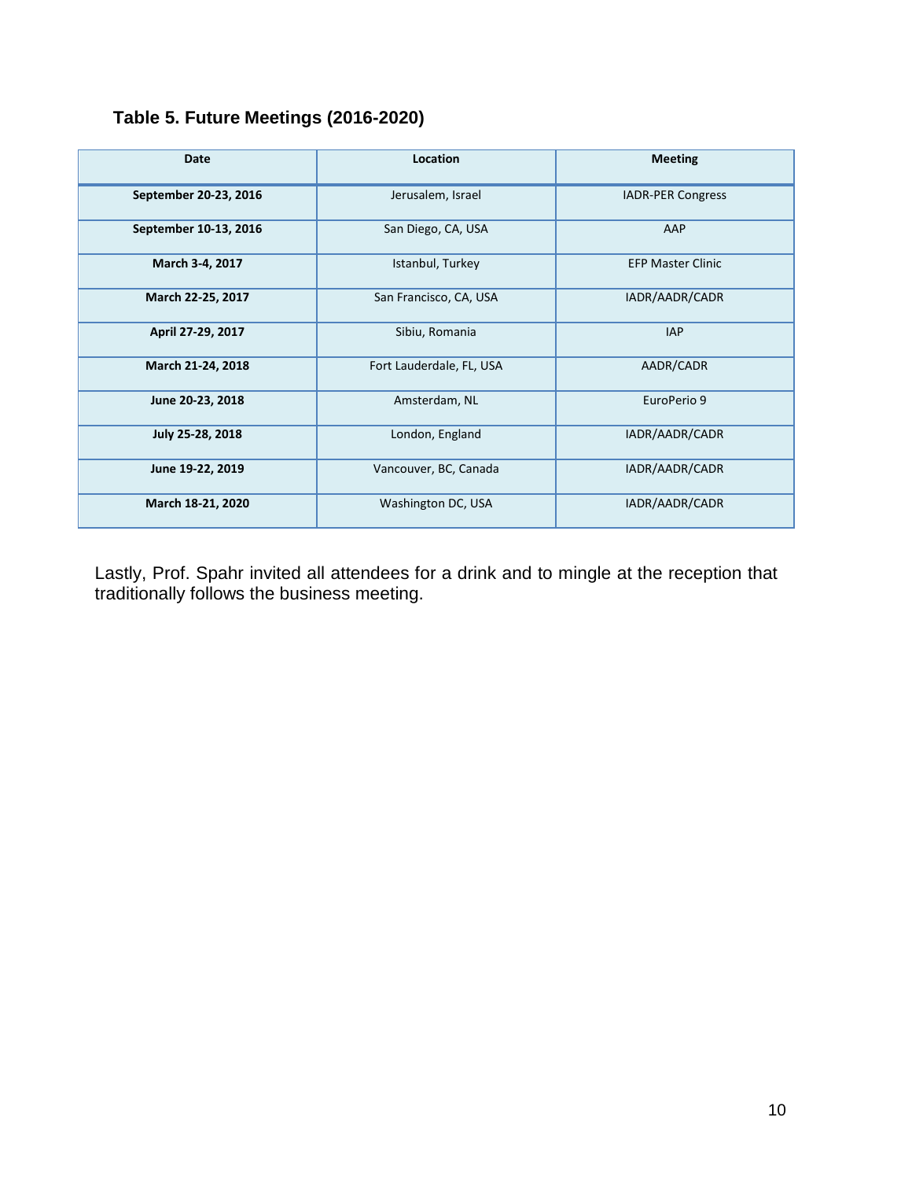### Table 5. Future Meetings (2016-2020)

| Date | Location | Meeting |
|---|---|---|
| **September 20-23, 2016** | Jerusalem, Israel | IADR-PER Congress |
| **September 10-13, 2016** | San Diego, CA, USA | AAP |
| **March 3-4, 2017** | Istanbul, Turkey | EFP Master Clinic |
| **March 22-25, 2017** | San Francisco, CA, USA | IADR/AADR/CADR |
| **April 27-29, 2017** | Sibiu, Romania | IAP |
| **March 21-24, 2018** | Fort Lauderdale, FL, USA | AADR/CADR |
| **June 20-23, 2018** | Amsterdam, NL | EuroPerio 9 |
| **July 25-28, 2018** | London, England | IADR/AADR/CADR |
| **June 19-22, 2019** | Vancouver, BC, Canada | IADR/AADR/CADR |
| **March 18-21, 2020** | Washington DC, USA | IADR/AADR/CADR |

Lastly, Prof. Spahr invited all attendees for a drink and to mingle at the reception that traditionally follows the business meeting.